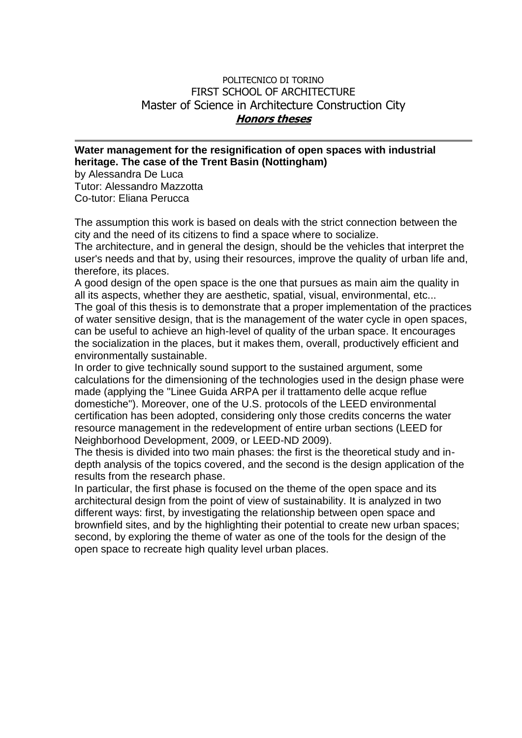POLITECNICO DI TORINO
FIRST SCHOOL OF ARCHITECTURE
Master of Science in Architecture Construction City
***Honors theses***

---

**Water management for the resignification of open spaces with industrial heritage. The case of the Trent Basin (Nottingham)**
by Alessandra De Luca
Tutor: Alessandro Mazzotta
Co-tutor: Eliana Perucca

The assumption this work is based on deals with the strict connection between the city and the need of its citizens to find a space where to socialize.
The architecture, and in general the design, should be the vehicles that interpret the user's needs and that by, using their resources, improve the quality of urban life and, therefore, its places.
A good design of the open space is the one that pursues as main aim the quality in all its aspects, whether they are aesthetic, spatial, visual, environmental, etc...
The goal of this thesis is to demonstrate that a proper implementation of the practices of water sensitive design, that is the management of the water cycle in open spaces, can be useful to achieve an high-level of quality of the urban space. It encourages the socialization in the places, but it makes them, overall, productively efficient and environmentally sustainable.
In order to give technically sound support to the sustained argument, some calculations for the dimensioning of the technologies used in the design phase were made (applying the "Linee Guida ARPA per il trattamento delle acque reflue domestiche"). Moreover, one of the U.S. protocols of the LEED environmental certification has been adopted, considering only those credits concerns the water resource management in the redevelopment of entire urban sections (LEED for Neighborhood Development, 2009, or LEED-ND 2009).
The thesis is divided into two main phases: the first is the theoretical study and in-depth analysis of the topics covered, and the second is the design application of the results from the research phase.
In particular, the first phase is focused on the theme of the open space and its architectural design from the point of view of sustainability. It is analyzed in two different ways: first, by investigating the relationship between open space and brownfield sites, and by the highlighting their potential to create new urban spaces; second, by exploring the theme of water as one of the tools for the design of the open space to recreate high quality level urban places.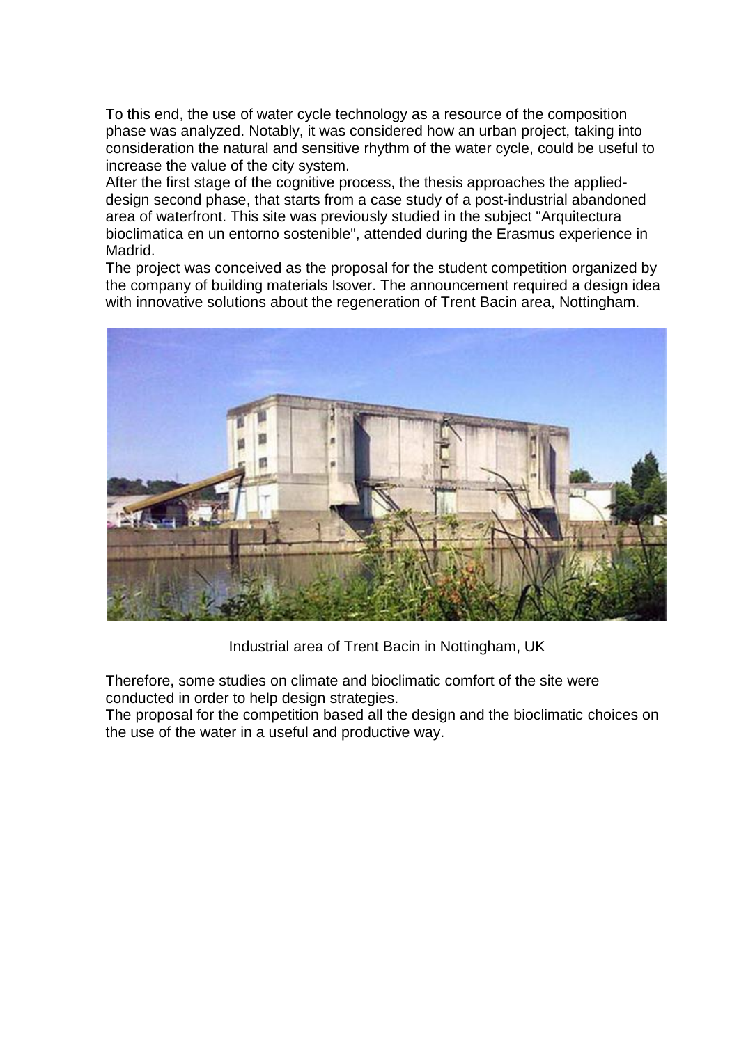To this end, the use of water cycle technology as a resource of the composition phase was analyzed. Notably, it was considered how an urban project, taking into consideration the natural and sensitive rhythm of the water cycle, could be useful to increase the value of the city system.

After the first stage of the cognitive process, the thesis approaches the applied-design second phase, that starts from a case study of a post-industrial abandoned area of waterfront. This site was previously studied in the subject "Arquitectura bioclimatica en un entorno sostenible", attended during the Erasmus experience in Madrid.

The project was conceived as the proposal for the student competition organized by the company of building materials Isover. The announcement required a design idea with innovative solutions about the regeneration of Trent Bacin area, Nottingham.

Industrial area of Trent Bacin in Nottingham, UK

Therefore, some studies on climate and bioclimatic comfort of the site were conducted in order to help design strategies.

The proposal for the competition based all the design and the bioclimatic choices on the use of the water in a useful and productive way.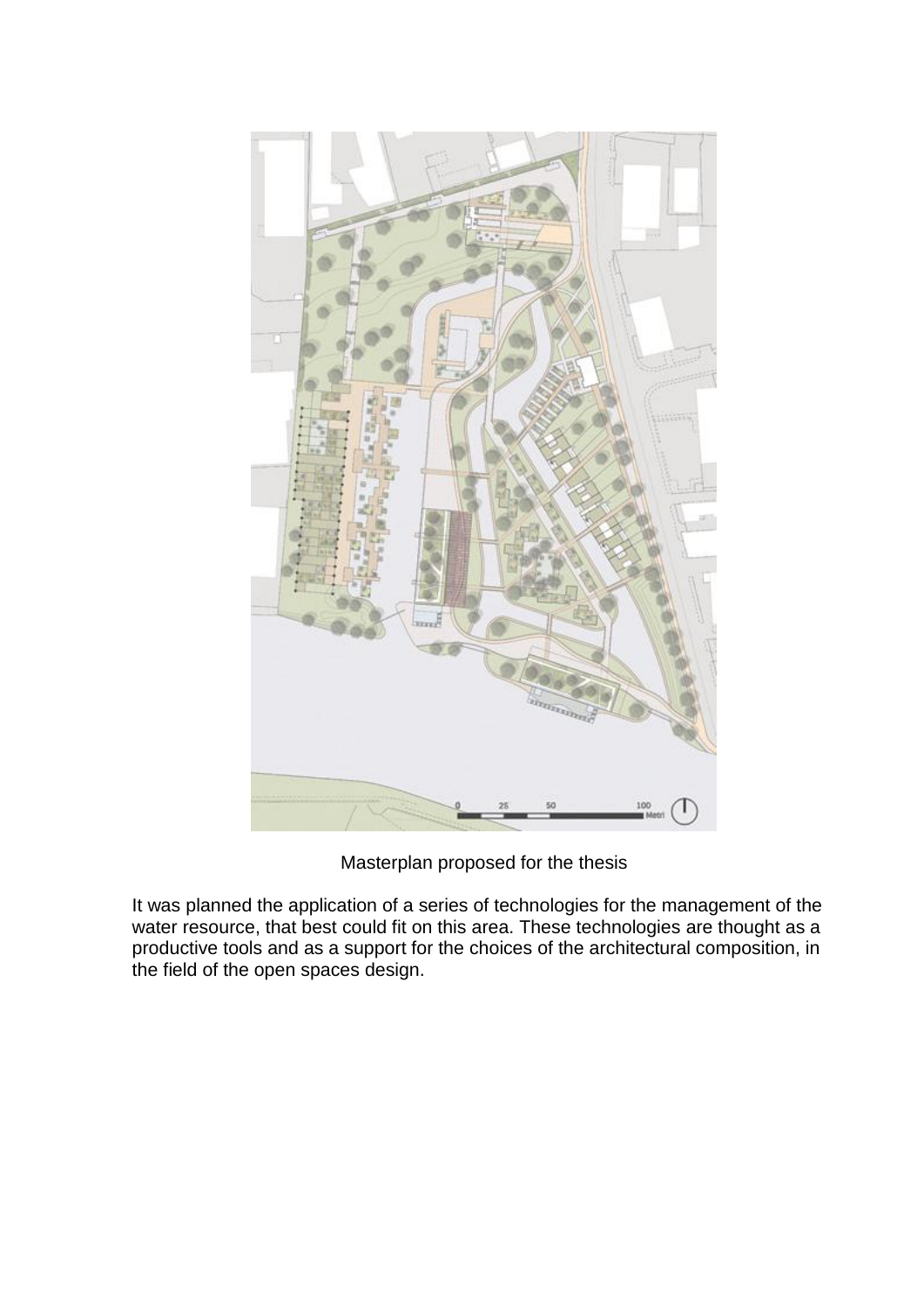Masterplan proposed for the thesis

It was planned the application of a series of technologies for the management of the water resource, that best could fit on this area. These technologies are thought as a productive tools and as a support for the choices of the architectural composition, in the field of the open spaces design.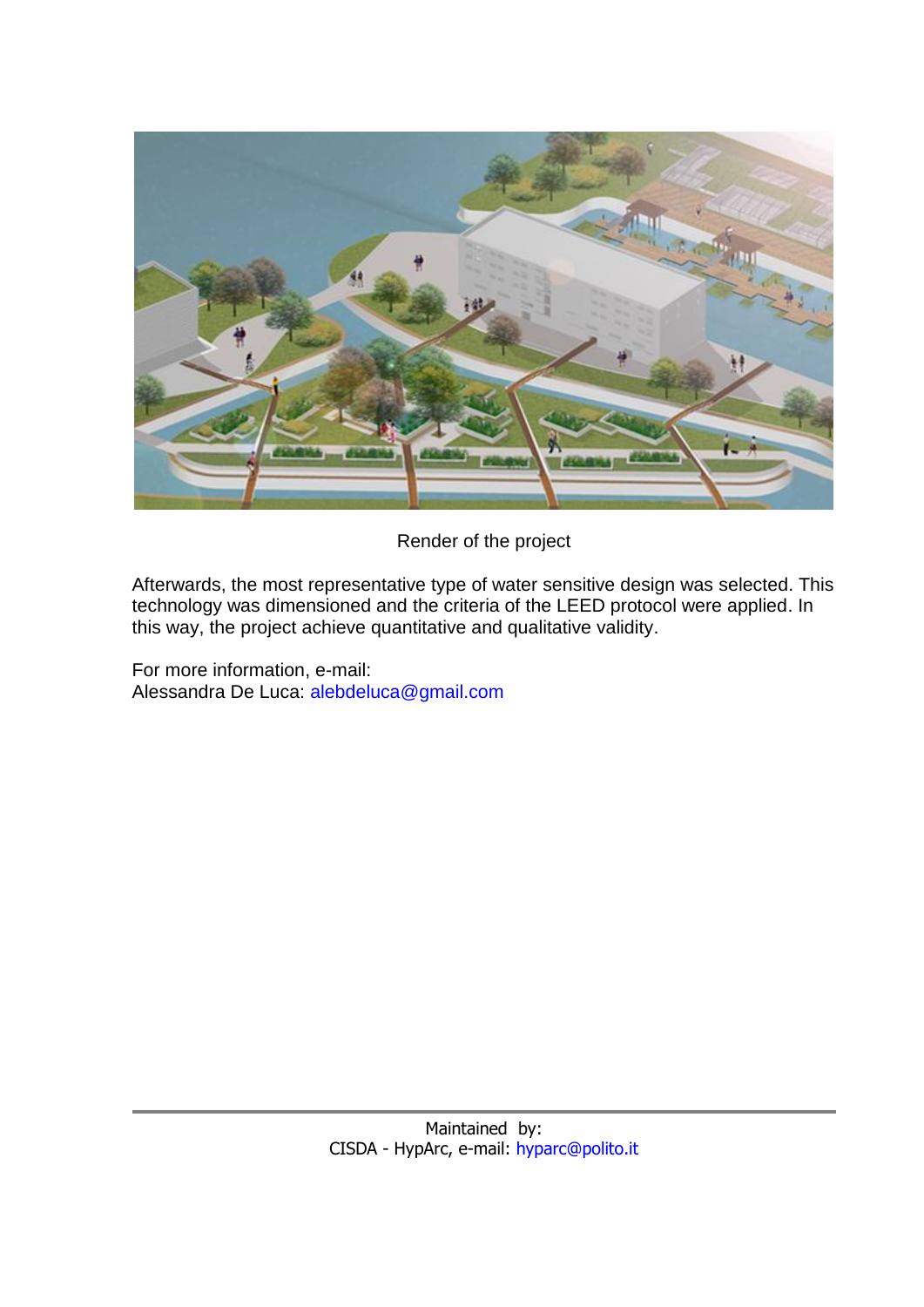Render of the project

Afterwards, the most representative type of water sensitive design was selected. This technology was dimensioned and the criteria of the LEED protocol were applied. In this way, the project achieve quantitative and qualitative validity.

For more information, e-mail:
Alessandra De Luca: alebdeluca@gmail.com

Maintained by:
CISDA - HypArc, e-mail: hyparc@polito.it